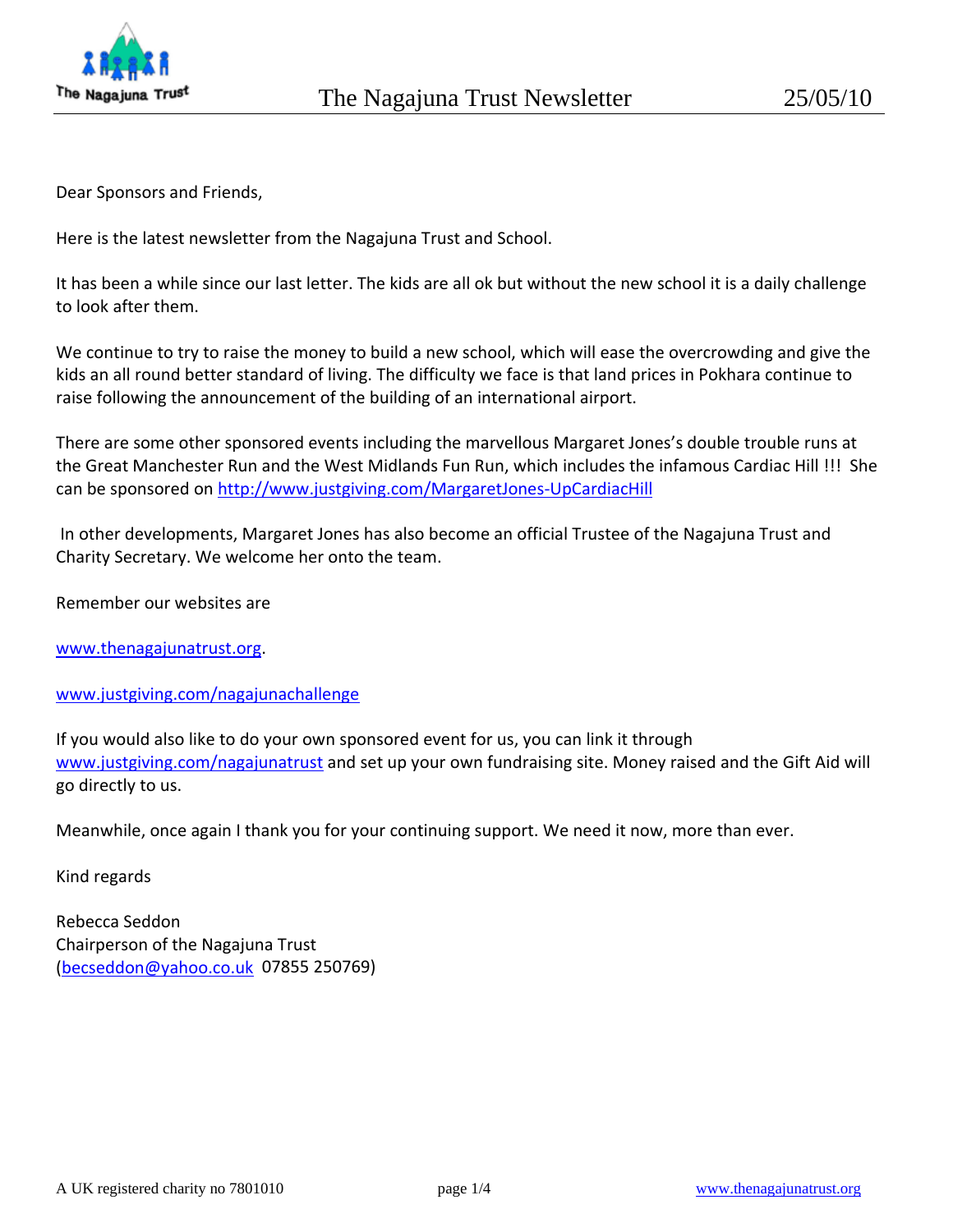# The Nagajuna Trust Newsletter

25/05/10

Dear Sponsors and Friends,

Here is the latest newsletter from the Nagajuna Trust and School.

It has been a while since our last letter. The kids are all ok but without the new school it is a daily challenge to look after them.

We continue to try to raise the money to build a new school, which will ease the overcrowding and give the kids an all round better standard of living. The difficulty we face is that land prices in Pokhara continue to raise following the announcement of the building of an international airport.

There are some other sponsored events including the marvellous Margaret Jones's double trouble runs at the Great Manchester Run and the West Midlands Fun Run, which includes the infamous Cardiac Hill !!! She can be sponsored on http://www.justgiving.com/MargaretJones-UpCardiacHill

In other developments, Margaret Jones has also become an official Trustee of the Nagajuna Trust and Charity Secretary. We welcome her onto the team.

Remember our websites are

www.thenagajunatrust.org.

www.justgiving.com/nagajunachallenge

If you would also like to do your own sponsored event for us, you can link it through www.justgiving.com/nagajunatrust and set up your own fundraising site. Money raised and the Gift Aid will go directly to us.

Meanwhile, once again I thank you for your continuing support. We need it now, more than ever.

Kind regards

Rebecca Seddon  
Chairperson of the Nagajuna Trust  
(becseddon@yahoo.co.uk 07855 250769)

A UK registered charity no 7801010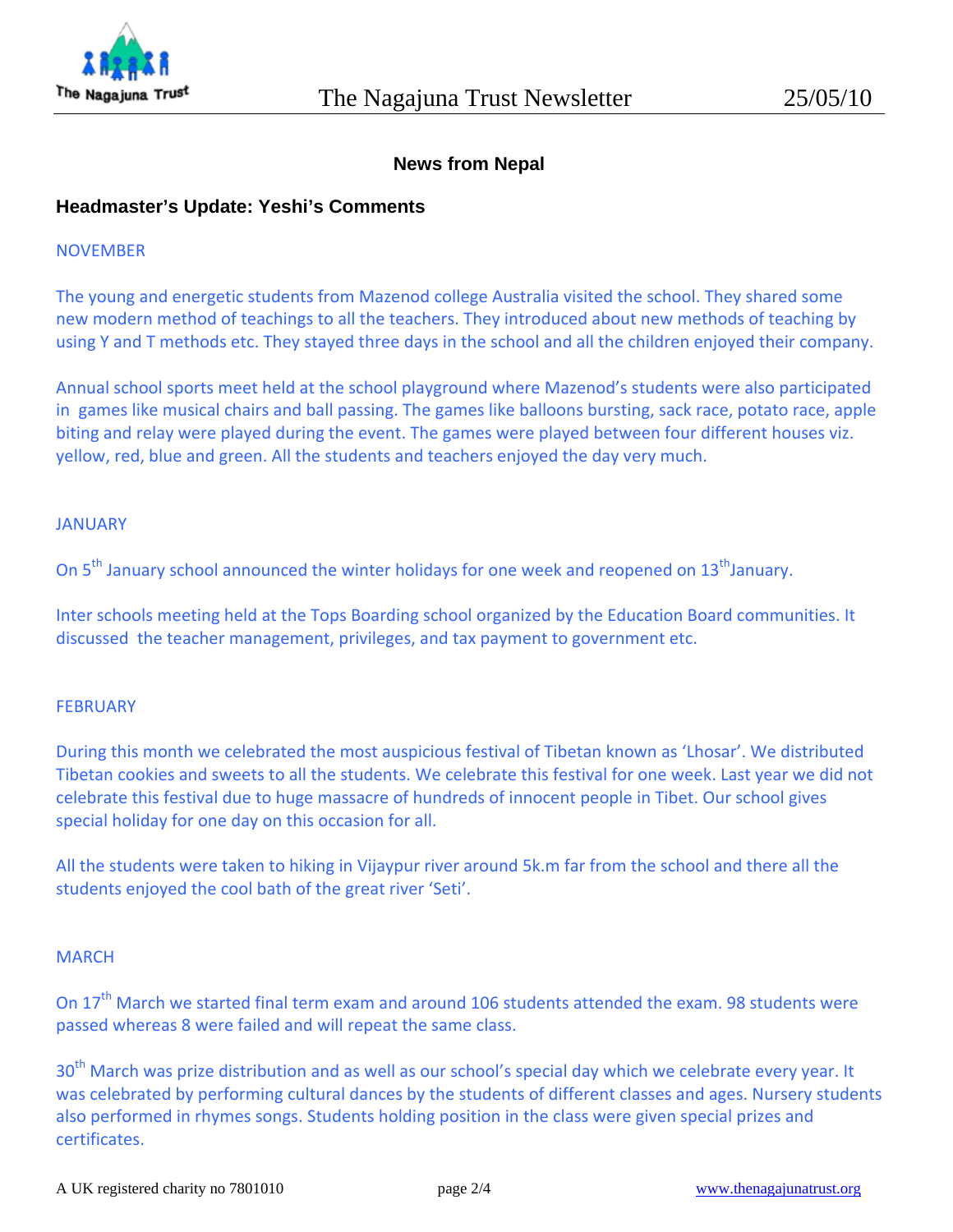## News from Nepal

### Headmaster's Update: Yeshi's Comments

NOVEMBER

The young and energetic students from Mazenod college Australia visited the school. They shared some new modern method of teachings to all the teachers. They introduced about new methods of teaching by using Y and T methods etc. They stayed three days in the school and all the children enjoyed their company.

Annual school sports meet held at the school playground where Mazenod's students were also participated in games like musical chairs and ball passing. The games like balloons bursting, sack race, potato race, apple biting and relay were played during the event. The games were played between four different houses viz. yellow, red, blue and green. All the students and teachers enjoyed the day very much.

JANUARY

On 5th January school announced the winter holidays for one week and reopened on 13th January.

Inter schools meeting held at the Tops Boarding school organized by the Education Board communities. It discussed the teacher management, privileges, and tax payment to government etc.

FEBRUARY

During this month we celebrated the most auspicious festival of Tibetan known as 'Lhosar'. We distributed Tibetan cookies and sweets to all the students. We celebrate this festival for one week. Last year we did not celebrate this festival due to huge massacre of hundreds of innocent people in Tibet. Our school gives special holiday for one day on this occasion for all.

All the students were taken to hiking in Vijaypur river around 5k.m far from the school and there all the students enjoyed the cool bath of the great river 'Seti'.

MARCH

On 17th March we started final term exam and around 106 students attended the exam. 98 students were passed whereas 8 were failed and will repeat the same class.

30th March was prize distribution and as well as our school's special day which we celebrate every year. It was celebrated by performing cultural dances by the students of different classes and ages. Nursery students also performed in rhymes songs. Students holding position in the class were given special prizes and certificates.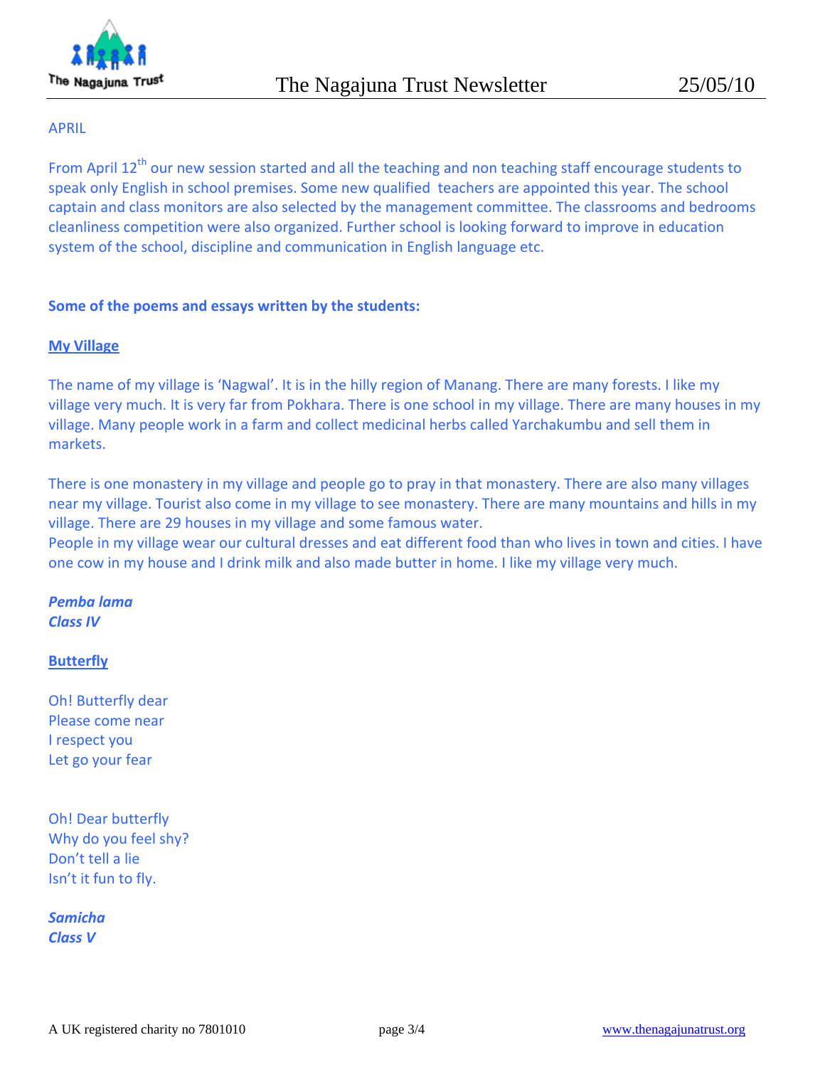APRIL

From April 12th our new session started and all the teaching and non teaching staff encourage students to speak only English in school premises. Some new qualified teachers are appointed this year. The school captain and class monitors are also selected by the management committee. The classrooms and bedrooms cleanliness competition were also organized. Further school is looking forward to improve in education system of the school, discipline and communication in English language etc.

**Some of the poems and essays written by the students:**

**My Village**

The name of my village is 'Nagwal'. It is in the hilly region of Manang. There are many forests. I like my village very much. It is very far from Pokhara. There is one school in my village. There are many houses in my village. Many people work in a farm and collect medicinal herbs called Yarchakumbu and sell them in markets.

There is one monastery in my village and people go to pray in that monastery. There are also many villages near my village. Tourist also come in my village to see monastery. There are many mountains and hills in my village. There are 29 houses in my village and some famous water.
People in my village wear our cultural dresses and eat different food than who lives in town and cities. I have one cow in my house and I drink milk and also made butter in home. I like my village very much.

***Pemba lama***
***Class IV***

**Butterfly**

Oh! Butterfly dear
Please come near
I respect you
Let go your fear

Oh! Dear butterfly
Why do you feel shy?
Don't tell a lie
Isn't it fun to fly.

***Samicha***
***Class V***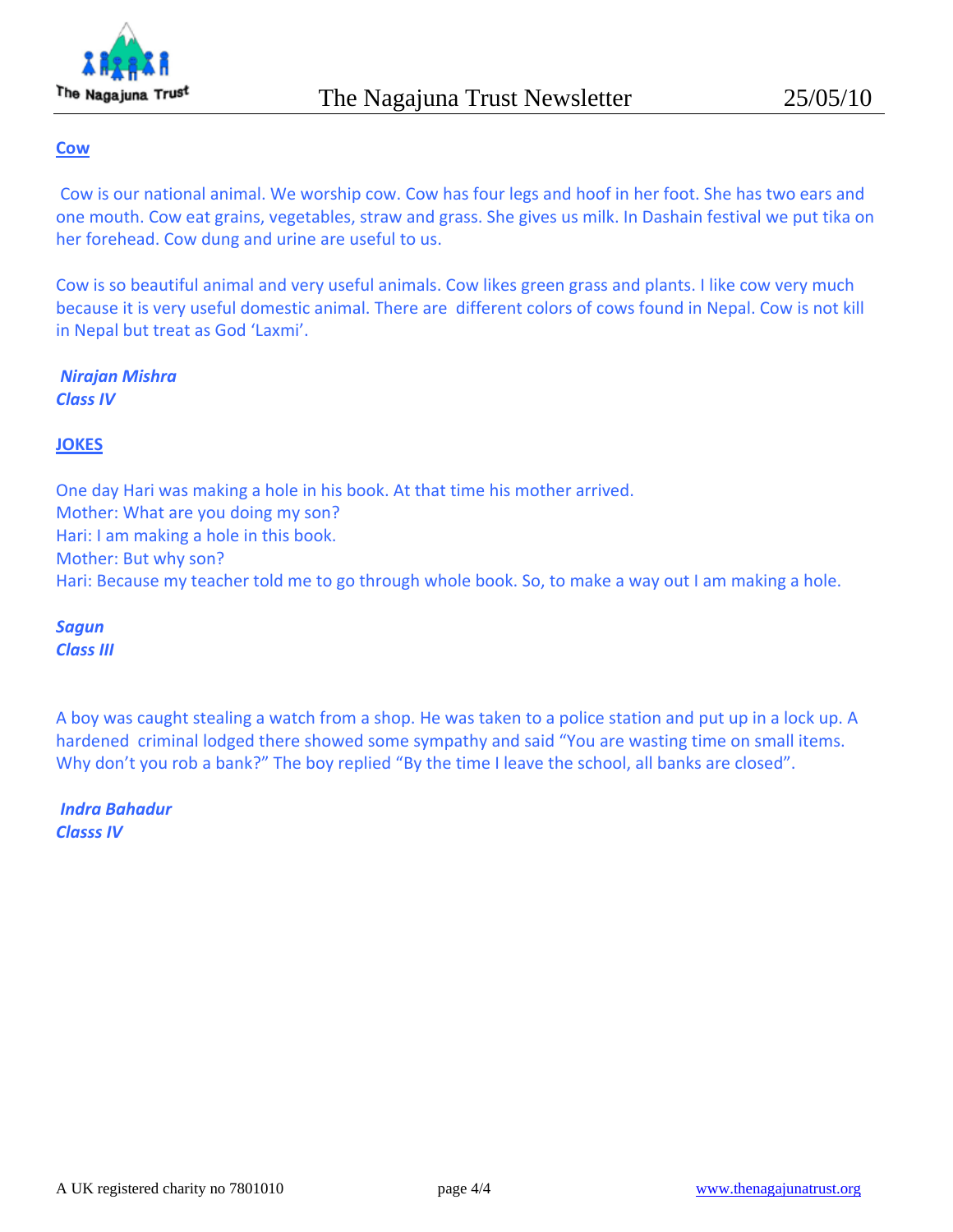## Cow

Cow is our national animal. We worship cow. Cow has four legs and hoof in her foot. She has two ears and one mouth. Cow eat grains, vegetables, straw and grass. She gives us milk. In Dashain festival we put tika on her forehead. Cow dung and urine are useful to us.

Cow is so beautiful animal and very useful animals. Cow likes green grass and plants. I like cow very much because it is very useful domestic animal. There are different colors of cows found in Nepal. Cow is not kill in Nepal but treat as God 'Laxmi'.

***Nirajan Mishra***
***Class IV***

## JOKES

One day Hari was making a hole in his book. At that time his mother arrived.
Mother: What are you doing my son?
Hari: I am making a hole in this book.
Mother: But why son?
Hari: Because my teacher told me to go through whole book. So, to make a way out I am making a hole.

***Sagun***
***Class III***

A boy was caught stealing a watch from a shop. He was taken to a police station and put up in a lock up. A hardened criminal lodged there showed some sympathy and said "You are wasting time on small items. Why don't you rob a bank?" The boy replied "By the time I leave the school, all banks are closed".

***Indra Bahadur***
***Classs IV***